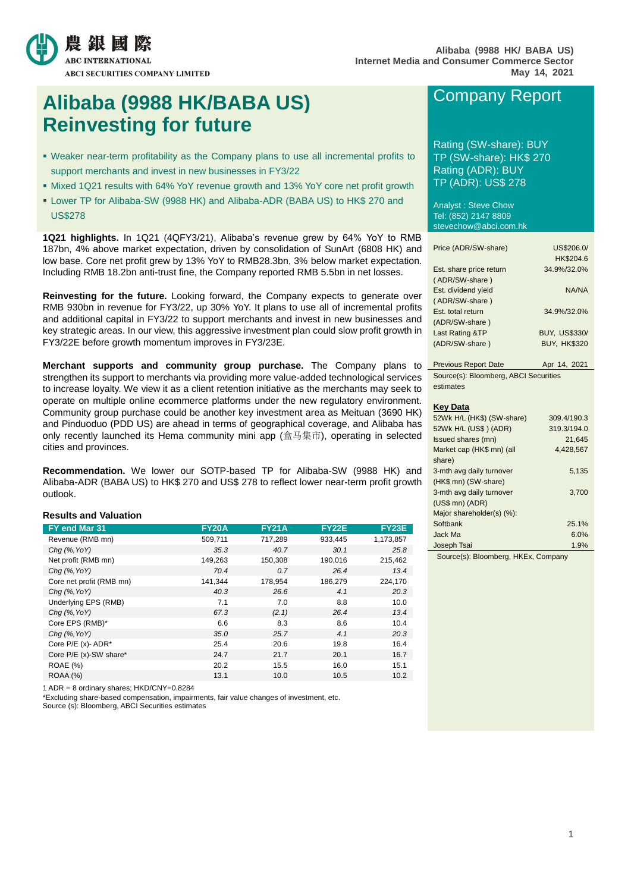農銀國際
ABC INTERNATIONAL
ABCI SECURITIES COMPANY LIMITED

**Alibaba (9988 HK/ BABA US)**
**Internet Media and Consumer Commerce Sector**
**May 14, 2021**

# Alibaba (9988 HK/BABA US) Reinvesting for future

- Weaker near-term profitability as the Company plans to use all incremental profits to support merchants and invest in new businesses in FY3/22
- Mixed 1Q21 results with 64% YoY revenue growth and 13% YoY core net profit growth
- Lower TP for Alibaba-SW (9988 HK) and Alibaba-ADR (BABA US) to HK$ 270 and US$278

**1Q21 highlights.** In 1Q21 (4QFY3/21), Alibaba's revenue grew by 64% YoY to RMB 187bn, 4% above market expectation, driven by consolidation of SunArt (6808 HK) and low base. Core net profit grew by 13% YoY to RMB28.3bn, 3% below market expectation. Including RMB 18.2bn anti-trust fine, the Company reported RMB 5.5bn in net losses.

**Reinvesting for the future.** Looking forward, the Company expects to generate over RMB 930bn in revenue for FY3/22, up 30% YoY. It plans to use all of incremental profits and additional capital in FY3/22 to support merchants and invest in new businesses and key strategic areas. In our view, this aggressive investment plan could slow profit growth in FY3/22E before growth momentum improves in FY3/23E.

**Merchant supports and community group purchase.** The Company plans to strengthen its support to merchants via providing more value-added technological services to increase loyalty. We view it as a client retention initiative as the merchants may seek to operate on multiple online ecommerce platforms under the new regulatory environment. Community group purchase could be another key investment area as Meituan (3690 HK) and Pinduoduo (PDD US) are ahead in terms of geographical coverage, and Alibaba has only recently launched its Hema community mini app (盒马集市), operating in selected cities and provinces.

**Recommendation.** We lower our SOTP-based TP for Alibaba-SW (9988 HK) and Alibaba-ADR (BABA US) to HK$ 270 and US$ 278 to reflect lower near-term profit growth outlook.

**Results and Valuation**

| FY end Mar 31 | FY20A | FY21A | FY22E | FY23E |
|---|---|---|---|---|
| Revenue (RMB mn) | 509,711 | 717,289 | 933,445 | 1,173,857 |
| *Chg (%,YoY)* | *35.3* | *40.7* | *30.1* | *25.8* |
| Net profit (RMB mn) | 149,263 | 150,308 | 190,016 | 215,462 |
| *Chg (%,YoY)* | *70.4* | *0.7* | *26.4* | *13.4* |
| Core net profit (RMB mn) | 141,344 | 178,954 | 186,279 | 224,170 |
| *Chg (%,YoY)* | *40.3* | *26.6* | *4.1* | *20.3* |
| Underlying EPS (RMB) | 7.1 | 7.0 | 8.8 | 10.0 |
| *Chg (%,YoY)* | *67.3* | *(2.1)* | *26.4* | *13.4* |
| Core EPS (RMB)* | 6.6 | 8.3 | 8.6 | 10.4 |
| *Chg (%,YoY)* | *35.0* | *25.7* | *4.1* | *20.3* |
| Core P/E (x)- ADR* | 25.4 | 20.6 | 19.8 | 16.4 |
| Core P/E (x)-SW share* | 24.7 | 21.7 | 20.1 | 16.7 |
| ROAE (%) | 20.2 | 15.5 | 16.0 | 15.1 |
| ROAA (%) | 13.1 | 10.0 | 10.5 | 10.2 |

1 ADR = 8 ordinary shares; HKD/CNY=0.8284
*Excluding share-based compensation, impairments, fair value changes of investment, etc.
Source (s): Bloomberg, ABCI Securities estimates

## Company Report

Rating (SW-share): BUY
TP (SW-share): HK$ 270
Rating (ADR): BUY
TP (ADR): US$ 278

Analyst : Steve Chow
Tel: (852) 2147 8809
stevechow@abci.com.hk

| | |
|---|---|
| Price (ADR/SW-share) | US$206.0/ HK$204.6 |
| Est. share price return (ADR/SW-share) | 34.9%/32.0% |
| Est. dividend yield (ADR/SW-share) | NA/NA |
| Est. total return (ADR/SW-share) | 34.9%/32.0% |
| Last Rating &TP (ADR/SW-share) | BUY, US$330/ BUY, HK$320 |
| Previous Report Date | Apr 14, 2021 |

Source(s): Bloomberg, ABCI Securities estimates

**Key Data**

| | |
|---|---|
| 52Wk H/L (HK$) (SW-share) | 309.4/190.3 |
| 52Wk H/L (US$ ) (ADR) | 319.3/194.0 |
| Issued shares (mn) | 21,645 |
| Market cap (HK$ mn) (all share) | 4,428,567 |
| 3-mth avg daily turnover (HK$ mn) (SW-share) | 5,135 |
| 3-mth avg daily turnover (US$ mn) (ADR) | 3,700 |
| Major shareholder(s) (%): | |
| Softbank | 25.1% |
| Jack Ma | 6.0% |
| Joseph Tsai | 1.9% |

Source(s): Bloomberg, HKEx, Company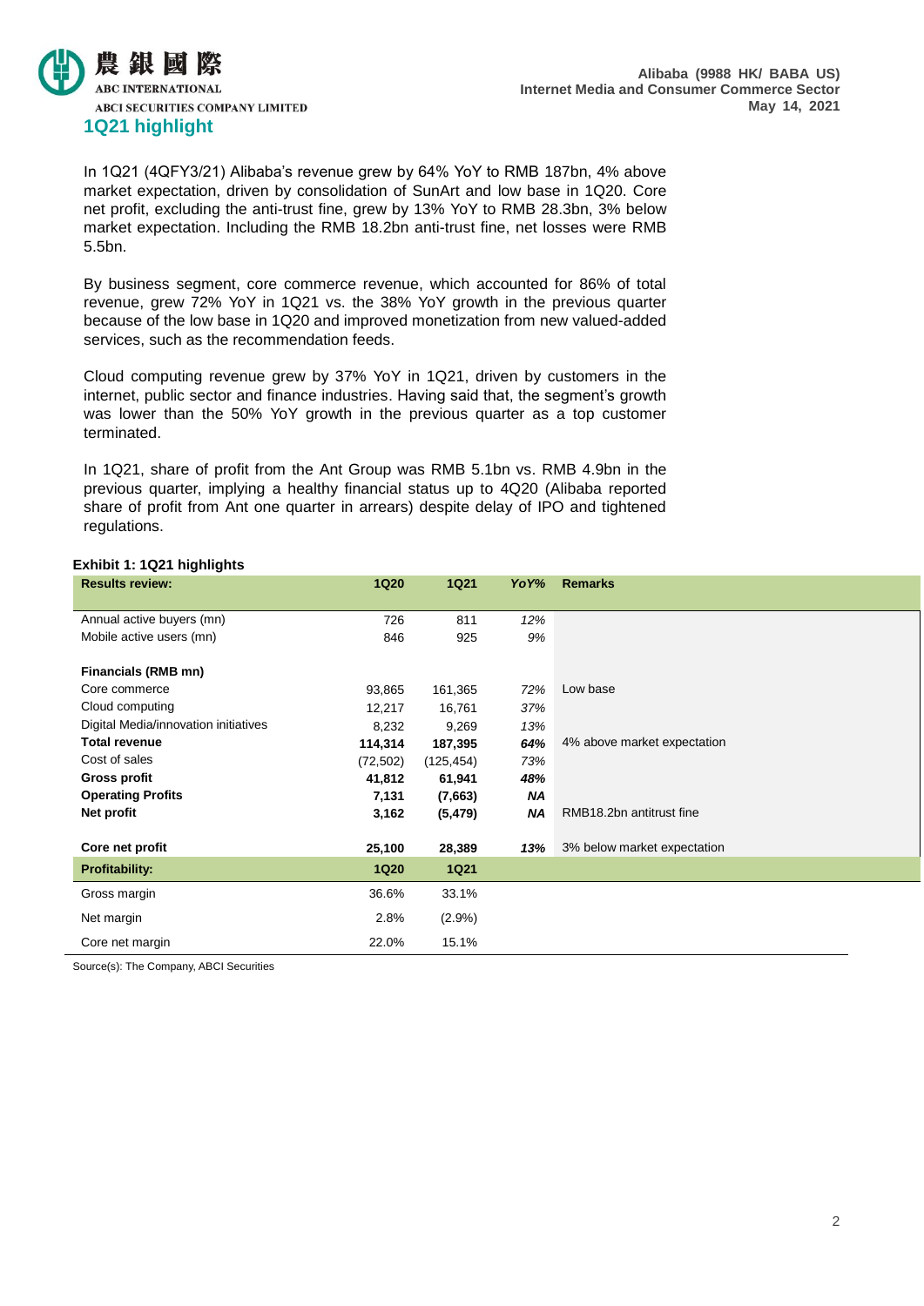## 1Q21 highlight

In 1Q21 (4QFY3/21) Alibaba's revenue grew by 64% YoY to RMB 187bn, 4% above market expectation, driven by consolidation of SunArt and low base in 1Q20. Core net profit, excluding the anti-trust fine, grew by 13% YoY to RMB 28.3bn, 3% below market expectation. Including the RMB 18.2bn anti-trust fine, net losses were RMB 5.5bn.

By business segment, core commerce revenue, which accounted for 86% of total revenue, grew 72% YoY in 1Q21 vs. the 38% YoY growth in the previous quarter because of the low base in 1Q20 and improved monetization from new valued-added services, such as the recommendation feeds.

Cloud computing revenue grew by 37% YoY in 1Q21, driven by customers in the internet, public sector and finance industries. Having said that, the segment's growth was lower than the 50% YoY growth in the previous quarter as a top customer terminated.

In 1Q21, share of profit from the Ant Group was RMB 5.1bn vs. RMB 4.9bn in the previous quarter, implying a healthy financial status up to 4Q20 (Alibaba reported share of profit from Ant one quarter in arrears) despite delay of IPO and tightened regulations.

**Exhibit 1: 1Q21 highlights**

| **Results review:** | **1Q20** | **1Q21** | ***YoY%*** | **Remarks** |
|---|---|---|---|---|
| Annual active buyers (mn) | 726 | 811 | *12%* | |
| Mobile active users (mn) | 846 | 925 | *9%* | |
| **Financials (RMB mn)** | | | | |
| Core commerce | 93,865 | 161,365 | *72%* | Low base |
| Cloud computing | 12,217 | 16,761 | *37%* | |
| Digital Media/innovation initiatives | 8,232 | 9,269 | *13%* | |
| **Total revenue** | **114,314** | **187,395** | ***64%*** | 4% above market expectation |
| Cost of sales | (72,502) | (125,454) | *73%* | |
| **Gross profit** | **41,812** | **61,941** | ***48%*** | |
| **Operating Profits** | **7,131** | **(7,663)** | ***NA*** | |
| **Net profit** | **3,162** | **(5,479)** | ***NA*** | RMB18.2bn antitrust fine |
| **Core net profit** | **25,100** | **28,389** | ***13%*** | 3% below market expectation |
| **Profitability:** | **1Q20** | **1Q21** | | |
| Gross margin | 36.6% | 33.1% | | |
| Net margin | 2.8% | (2.9%) | | |
| Core net margin | 22.0% | 15.1% | | |

Source(s): The Company, ABCI Securities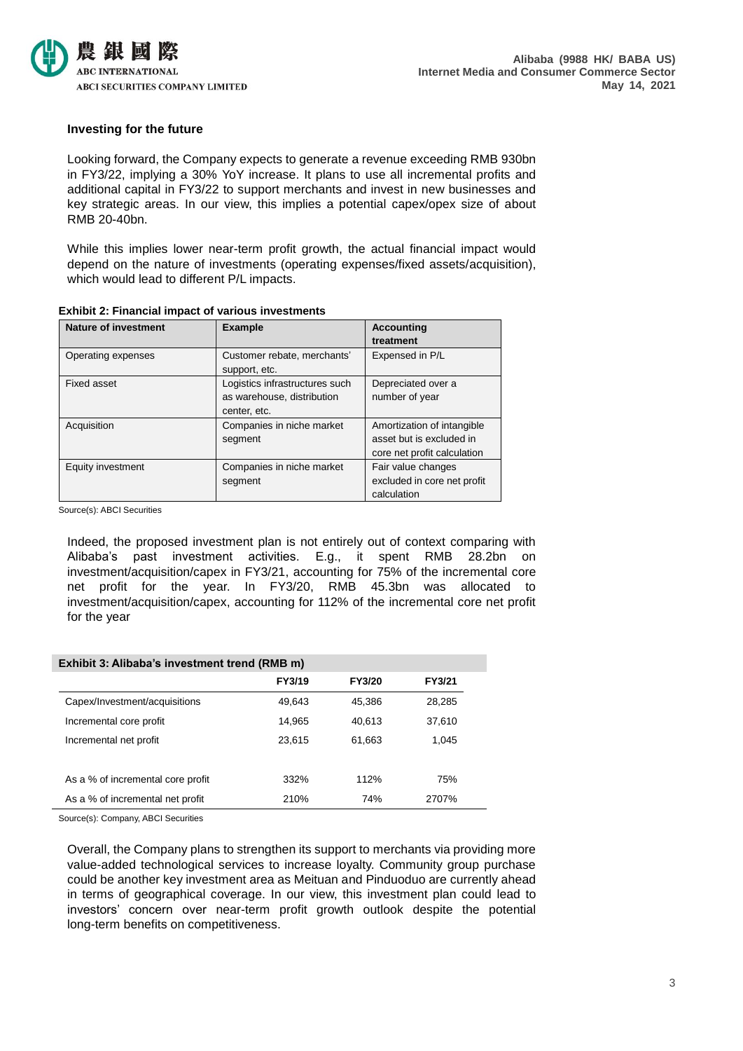### Investing for the future

Looking forward, the Company expects to generate a revenue exceeding RMB 930bn in FY3/22, implying a 30% YoY increase. It plans to use all incremental profits and additional capital in FY3/22 to support merchants and invest in new businesses and key strategic areas. In our view, this implies a potential capex/opex size of about RMB 20-40bn.

While this implies lower near-term profit growth, the actual financial impact would depend on the nature of investments (operating expenses/fixed assets/acquisition), which would lead to different P/L impacts.

**Exhibit 2: Financial impact of various investments**

| Nature of investment | Example | Accounting treatment |
|---|---|---|
| Operating expenses | Customer rebate, merchants' support, etc. | Expensed in P/L |
| Fixed asset | Logistics infrastructures such as warehouse, distribution center, etc. | Depreciated over a number of year |
| Acquisition | Companies in niche market segment | Amortization of intangible asset but is excluded in core net profit calculation |
| Equity investment | Companies in niche market segment | Fair value changes excluded in core net profit calculation |

Source(s): ABCI Securities

Indeed, the proposed investment plan is not entirely out of context comparing with Alibaba's past investment activities. E.g., it spent RMB 28.2bn on investment/acquisition/capex in FY3/21, accounting for 75% of the incremental core net profit for the year. In FY3/20, RMB 45.3bn was allocated to investment/acquisition/capex, accounting for 112% of the incremental core net profit for the year

**Exhibit 3: Alibaba's investment trend (RMB m)**

| | FY3/19 | FY3/20 | FY3/21 |
|---|---|---|---|
| Capex/Investment/acquisitions | 49,643 | 45,386 | 28,285 |
| Incremental core profit | 14,965 | 40,613 | 37,610 |
| Incremental net profit | 23,615 | 61,663 | 1,045 |
| | | | |
| As a % of incremental core profit | 332% | 112% | 75% |
| As a % of incremental net profit | 210% | 74% | 2707% |

Source(s): Company, ABCI Securities

Overall, the Company plans to strengthen its support to merchants via providing more value-added technological services to increase loyalty. Community group purchase could be another key investment area as Meituan and Pinduoduo are currently ahead in terms of geographical coverage. In our view, this investment plan could lead to investors' concern over near-term profit growth outlook despite the potential long-term benefits on competitiveness.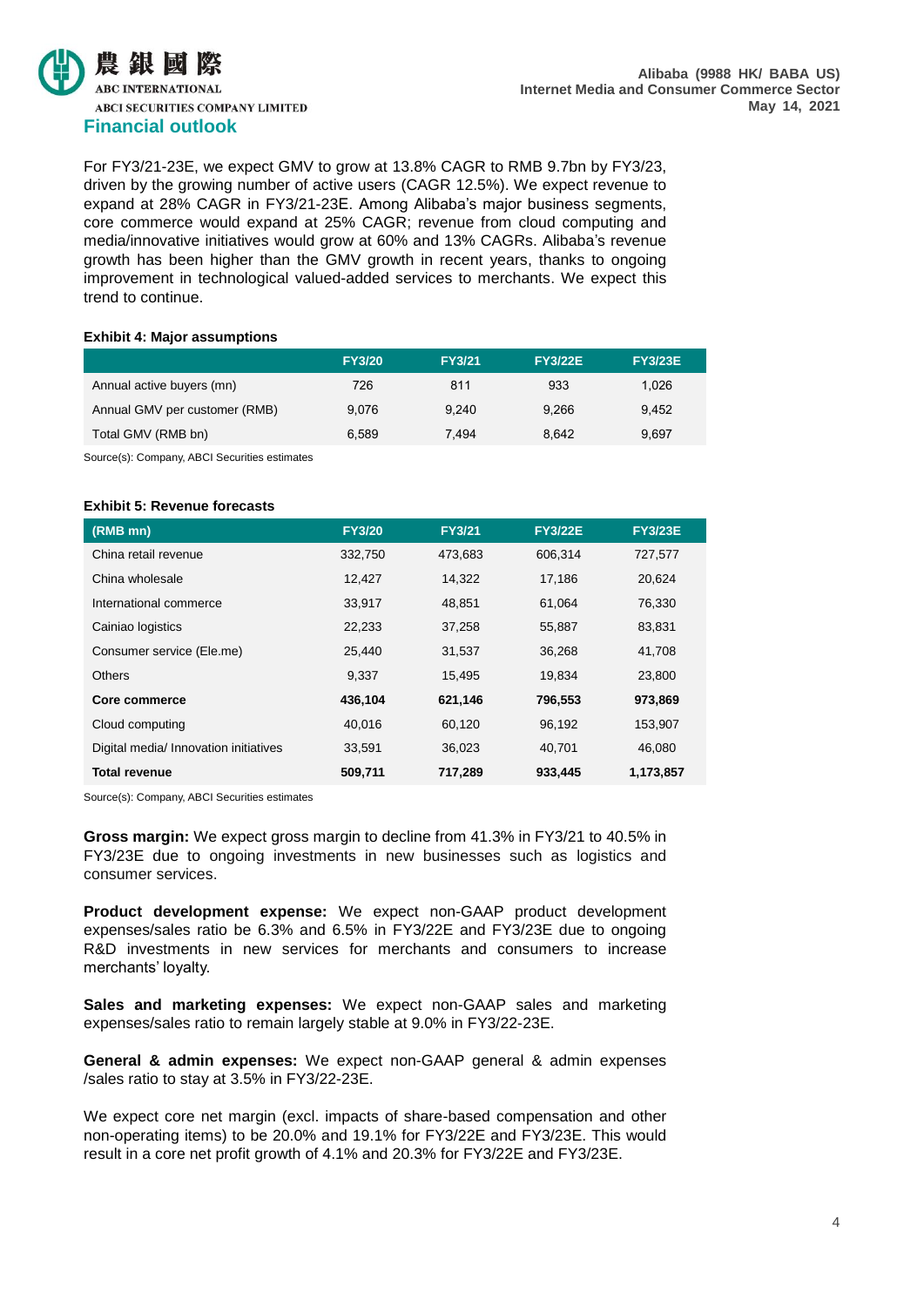## Financial outlook

For FY3/21-23E, we expect GMV to grow at 13.8% CAGR to RMB 9.7bn by FY3/23, driven by the growing number of active users (CAGR 12.5%). We expect revenue to expand at 28% CAGR in FY3/21-23E. Among Alibaba's major business segments, core commerce would expand at 25% CAGR; revenue from cloud computing and media/innovative initiatives would grow at 60% and 13% CAGRs. Alibaba's revenue growth has been higher than the GMV growth in recent years, thanks to ongoing improvement in technological valued-added services to merchants. We expect this trend to continue.

**Exhibit 4: Major assumptions**

| | FY3/20 | FY3/21 | FY3/22E | FY3/23E |
|---|---|---|---|---|
| Annual active buyers (mn) | 726 | 811 | 933 | 1,026 |
| Annual GMV per customer (RMB) | 9,076 | 9,240 | 9,266 | 9,452 |
| Total GMV (RMB bn) | 6,589 | 7,494 | 8,642 | 9,697 |

Source(s): Company, ABCI Securities estimates

**Exhibit 5: Revenue forecasts**

| (RMB mn) | FY3/20 | FY3/21 | FY3/22E | FY3/23E |
|---|---|---|---|---|
| China retail revenue | 332,750 | 473,683 | 606,314 | 727,577 |
| China wholesale | 12,427 | 14,322 | 17,186 | 20,624 |
| International commerce | 33,917 | 48,851 | 61,064 | 76,330 |
| Cainiao logistics | 22,233 | 37,258 | 55,887 | 83,831 |
| Consumer service (Ele.me) | 25,440 | 31,537 | 36,268 | 41,708 |
| Others | 9,337 | 15,495 | 19,834 | 23,800 |
| **Core commerce** | **436,104** | **621,146** | **796,553** | **973,869** |
| Cloud computing | 40,016 | 60,120 | 96,192 | 153,907 |
| Digital media/ Innovation initiatives | 33,591 | 36,023 | 40,701 | 46,080 |
| **Total revenue** | **509,711** | **717,289** | **933,445** | **1,173,857** |

Source(s): Company, ABCI Securities estimates

**Gross margin:** We expect gross margin to decline from 41.3% in FY3/21 to 40.5% in FY3/23E due to ongoing investments in new businesses such as logistics and consumer services.

**Product development expense:** We expect non-GAAP product development expenses/sales ratio be 6.3% and 6.5% in FY3/22E and FY3/23E due to ongoing R&D investments in new services for merchants and consumers to increase merchants' loyalty.

**Sales and marketing expenses:** We expect non-GAAP sales and marketing expenses/sales ratio to remain largely stable at 9.0% in FY3/22-23E.

**General & admin expenses:** We expect non-GAAP general & admin expenses /sales ratio to stay at 3.5% in FY3/22-23E.

We expect core net margin (excl. impacts of share-based compensation and other non-operating items) to be 20.0% and 19.1% for FY3/22E and FY3/23E. This would result in a core net profit growth of 4.1% and 20.3% for FY3/22E and FY3/23E.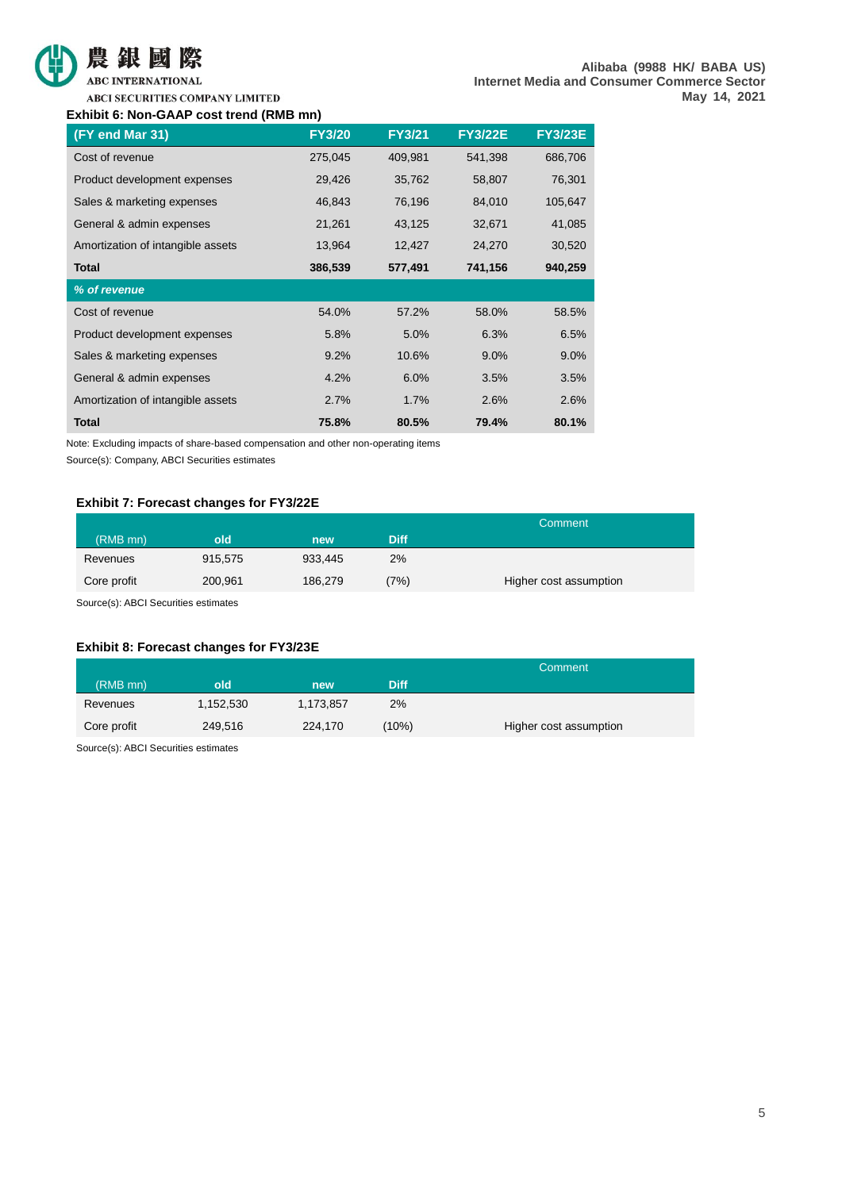**Exhibit 6: Non-GAAP cost trend (RMB mn)**

| (FY end Mar 31) | FY3/20 | FY3/21 | FY3/22E | FY3/23E |
|---|---|---|---|---|
| Cost of revenue | 275,045 | 409,981 | 541,398 | 686,706 |
| Product development expenses | 29,426 | 35,762 | 58,807 | 76,301 |
| Sales & marketing expenses | 46,843 | 76,196 | 84,010 | 105,647 |
| General & admin expenses | 21,261 | 43,125 | 32,671 | 41,085 |
| Amortization of intangible assets | 13,964 | 12,427 | 24,270 | 30,520 |
| **Total** | **386,539** | **577,491** | **741,156** | **940,259** |
| ***% of revenue*** | | | | |
| Cost of revenue | 54.0% | 57.2% | 58.0% | 58.5% |
| Product development expenses | 5.8% | 5.0% | 6.3% | 6.5% |
| Sales & marketing expenses | 9.2% | 10.6% | 9.0% | 9.0% |
| General & admin expenses | 4.2% | 6.0% | 3.5% | 3.5% |
| Amortization of intangible assets | 2.7% | 1.7% | 2.6% | 2.6% |
| **Total** | **75.8%** | **80.5%** | **79.4%** | **80.1%** |

Note: Excluding impacts of share-based compensation and other non-operating items

Source(s): Company, ABCI Securities estimates

**Exhibit 7: Forecast changes for FY3/22E**

| (RMB mn) | old | new | Diff | Comment |
|---|---|---|---|---|
| Revenues | 915,575 | 933,445 | 2% | |
| Core profit | 200,961 | 186,279 | (7%) | Higher cost assumption |

Source(s): ABCI Securities estimates

**Exhibit 8: Forecast changes for FY3/23E**

| (RMB mn) | old | new | Diff | Comment |
|---|---|---|---|---|
| Revenues | 1,152,530 | 1,173,857 | 2% | |
| Core profit | 249,516 | 224,170 | (10%) | Higher cost assumption |

Source(s): ABCI Securities estimates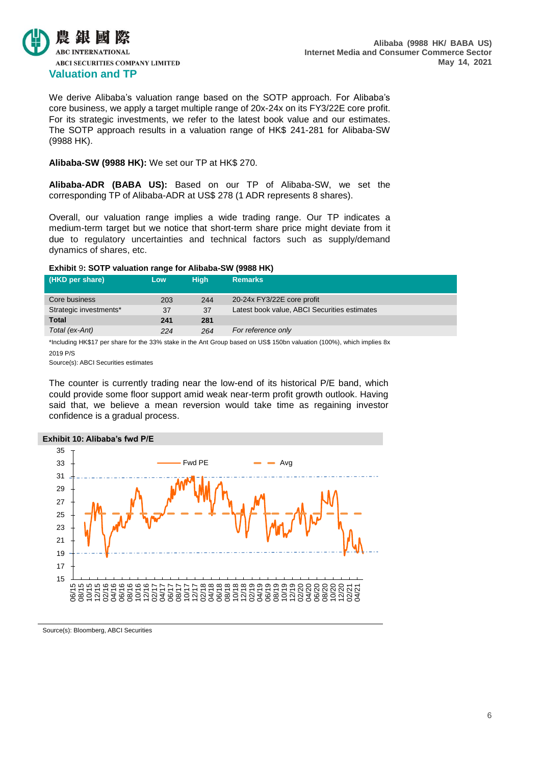## Valuation and TP

We derive Alibaba's valuation range based on the SOTP approach. For Alibaba's core business, we apply a target multiple range of 20x-24x on its FY3/22E core profit. For its strategic investments, we refer to the latest book value and our estimates. The SOTP approach results in a valuation range of HK$ 241-281 for Alibaba-SW (9988 HK).

**Alibaba-SW (9988 HK):** We set our TP at HK$ 270.

**Alibaba-ADR (BABA US):** Based on our TP of Alibaba-SW, we set the corresponding TP of Alibaba-ADR at US$ 278 (1 ADR represents 8 shares).

Overall, our valuation range implies a wide trading range. Our TP indicates a medium-term target but we notice that short-term share price might deviate from it due to regulatory uncertainties and technical factors such as supply/demand dynamics of shares, etc.

**Exhibit 9: SOTP valuation range for Alibaba-SW (9988 HK)**

| (HKD per share) | Low | High | Remarks |
|---|---|---|---|
| Core business | 203 | 244 | 20-24x FY3/22E core profit |
| Strategic investments* | 37 | 37 | Latest book value, ABCI Securities estimates |
| **Total** | **241** | **281** | |
| *Total (ex-Ant)* | *224* | *264* | *For reference only* |

*Including HK$17 per share for the 33% stake in the Ant Group based on US$ 150bn valuation (100%), which implies 8x 2019 P/S

Source(s): ABCI Securities estimates

The counter is currently trading near the low-end of its historical P/E band, which could provide some floor support amid weak near-term profit growth outlook. Having said that, we believe a mean reversion would take time as regaining investor confidence is a gradual process.

**Exhibit 10: Alibaba's fwd P/E**

Source(s): Bloomberg, ABCI Securities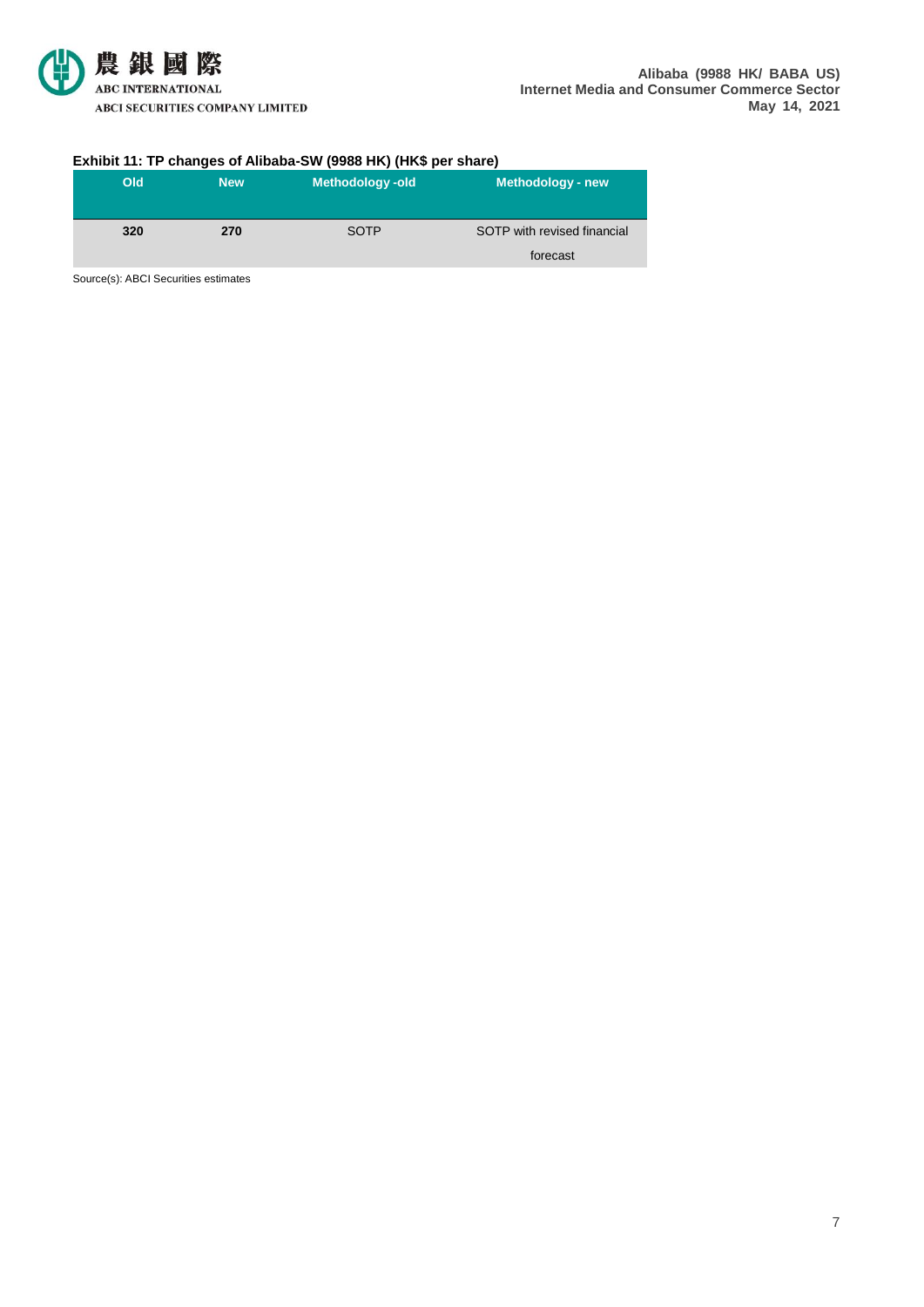**Exhibit 11: TP changes of Alibaba-SW (9988 HK) (HK$ per share)**

| Old | New | Methodology -old | Methodology - new |
|---|---|---|---|
| **320** | **270** | SOTP | SOTP with revised financial forecast |

Source(s): ABCI Securities estimates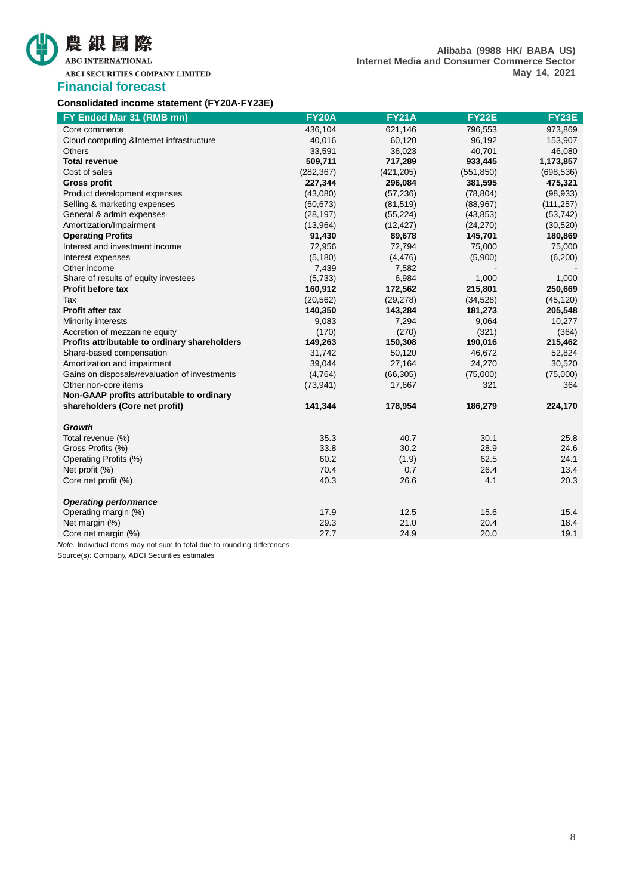## Financial forecast

### Consolidated income statement (FY20A-FY23E)

| FY Ended Mar 31 (RMB mn) | FY20A | FY21A | FY22E | FY23E |
|---|---|---|---|---|
| Core commerce | 436,104 | 621,146 | 796,553 | 973,869 |
| Cloud computing &Internet infrastructure | 40,016 | 60,120 | 96,192 | 153,907 |
| Others | 33,591 | 36,023 | 40,701 | 46,080 |
| **Total revenue** | **509,711** | **717,289** | **933,445** | **1,173,857** |
| Cost of sales | (282,367) | (421,205) | (551,850) | (698,536) |
| **Gross profit** | **227,344** | **296,084** | **381,595** | **475,321** |
| Product development expenses | (43,080) | (57,236) | (78,804) | (98,933) |
| Selling & marketing expenses | (50,673) | (81,519) | (88,967) | (111,257) |
| General & admin expenses | (28,197) | (55,224) | (43,853) | (53,742) |
| Amortization/Impairment | (13,964) | (12,427) | (24,270) | (30,520) |
| **Operating Profits** | **91,430** | **89,678** | **145,701** | **180,869** |
| Interest and investment income | 72,956 | 72,794 | 75,000 | 75,000 |
| Interest expenses | (5,180) | (4,476) | (5,900) | (6,200) |
| Other income | 7,439 | 7,582 | - | - |
| Share of results of equity investees | (5,733) | 6,984 | 1,000 | 1,000 |
| **Profit before tax** | **160,912** | **172,562** | **215,801** | **250,669** |
| Tax | (20,562) | (29,278) | (34,528) | (45,120) |
| **Profit after tax** | **140,350** | **143,284** | **181,273** | **205,548** |
| Minority interests | 9,083 | 7,294 | 9,064 | 10,277 |
| Accretion of mezzanine equity | (170) | (270) | (321) | (364) |
| **Profits attributable to ordinary shareholders** | **149,263** | **150,308** | **190,016** | **215,462** |
| Share-based compensation | 31,742 | 50,120 | 46,672 | 52,824 |
| Amortization and impairment | 39,044 | 27,164 | 24,270 | 30,520 |
| Gains on disposals/revaluation of investments | (4,764) | (66,305) | (75,000) | (75,000) |
| Other non-core items | (73,941) | 17,667 | 321 | 364 |
| **Non-GAAP profits attributable to ordinary shareholders (Core net profit)** | **141,344** | **178,954** | **186,279** | **224,170** |
| | | | | |
| ***Growth*** | | | | |
| Total revenue (%) | 35.3 | 40.7 | 30.1 | 25.8 |
| Gross Profits (%) | 33.8 | 30.2 | 28.9 | 24.6 |
| Operating Profits (%) | 60.2 | (1.9) | 62.5 | 24.1 |
| Net profit (%) | 70.4 | 0.7 | 26.4 | 13.4 |
| Core net profit (%) | 40.3 | 26.6 | 4.1 | 20.3 |
| | | | | |
| ***Operating performance*** | | | | |
| Operating margin (%) | 17.9 | 12.5 | 15.6 | 15.4 |
| Net margin (%) | 29.3 | 21.0 | 20.4 | 18.4 |
| Core net margin (%) | 27.7 | 24.9 | 20.0 | 19.1 |

*Note.* Individual items may not sum to total due to rounding differences

Source(s): Company, ABCI Securities estimates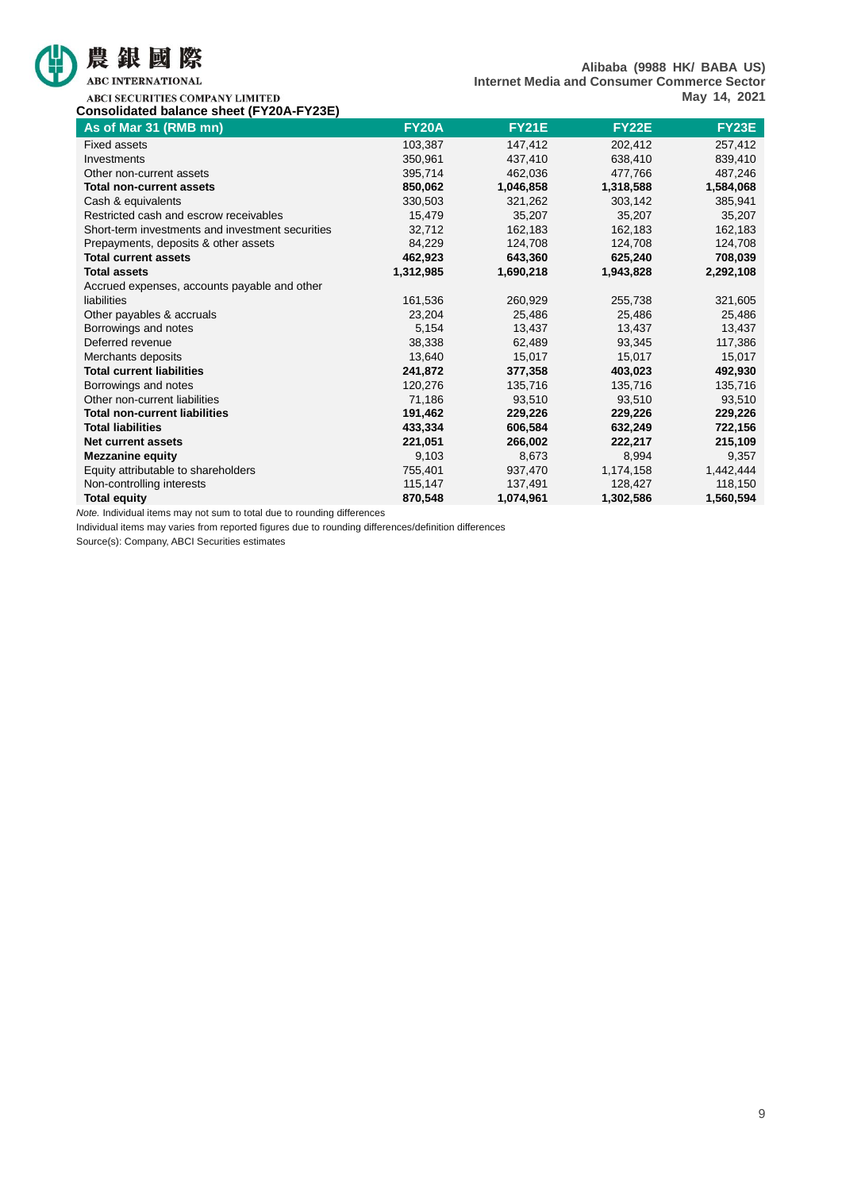**Consolidated balance sheet (FY20A-FY23E)**

| As of Mar 31 (RMB mn) | FY20A | FY21E | FY22E | FY23E |
|---|---|---|---|---|
| Fixed assets | 103,387 | 147,412 | 202,412 | 257,412 |
| Investments | 350,961 | 437,410 | 638,410 | 839,410 |
| Other non-current assets | 395,714 | 462,036 | 477,766 | 487,246 |
| **Total non-current assets** | **850,062** | **1,046,858** | **1,318,588** | **1,584,068** |
| Cash & equivalents | 330,503 | 321,262 | 303,142 | 385,941 |
| Restricted cash and escrow receivables | 15,479 | 35,207 | 35,207 | 35,207 |
| Short-term investments and investment securities | 32,712 | 162,183 | 162,183 | 162,183 |
| Prepayments, deposits & other assets | 84,229 | 124,708 | 124,708 | 124,708 |
| **Total current assets** | **462,923** | **643,360** | **625,240** | **708,039** |
| **Total assets** | **1,312,985** | **1,690,218** | **1,943,828** | **2,292,108** |
| Accrued expenses, accounts payable and other liabilities | 161,536 | 260,929 | 255,738 | 321,605 |
| Other payables & accruals | 23,204 | 25,486 | 25,486 | 25,486 |
| Borrowings and notes | 5,154 | 13,437 | 13,437 | 13,437 |
| Deferred revenue | 38,338 | 62,489 | 93,345 | 117,386 |
| Merchants deposits | 13,640 | 15,017 | 15,017 | 15,017 |
| **Total current liabilities** | **241,872** | **377,358** | **403,023** | **492,930** |
| Borrowings and notes | 120,276 | 135,716 | 135,716 | 135,716 |
| Other non-current liabilities | 71,186 | 93,510 | 93,510 | 93,510 |
| **Total non-current liabilities** | **191,462** | **229,226** | **229,226** | **229,226** |
| **Total liabilities** | **433,334** | **606,584** | **632,249** | **722,156** |
| **Net current assets** | **221,051** | **266,002** | **222,217** | **215,109** |
| **Mezzanine equity** | 9,103 | 8,673 | 8,994 | 9,357 |
| Equity attributable to shareholders | 755,401 | 937,470 | 1,174,158 | 1,442,444 |
| Non-controlling interests | 115,147 | 137,491 | 128,427 | 118,150 |
| **Total equity** | **870,548** | **1,074,961** | **1,302,586** | **1,560,594** |

*Note.* Individual items may not sum to total due to rounding differences

Individual items may varies from reported figures due to rounding differences/definition differences

Source(s): Company, ABCI Securities estimates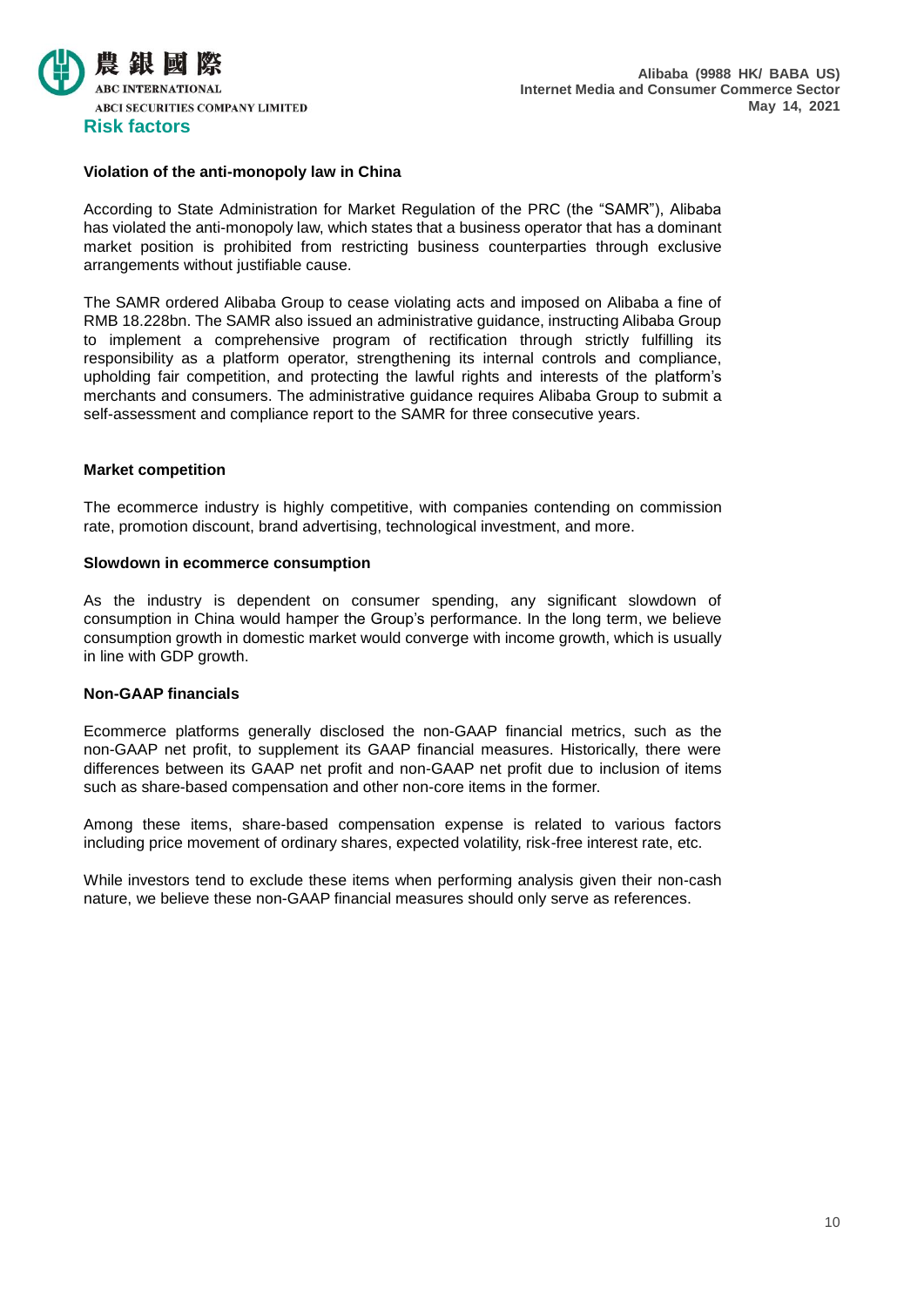## Risk factors

**Violation of the anti-monopoly law in China**

According to State Administration for Market Regulation of the PRC (the "SAMR"), Alibaba has violated the anti-monopoly law, which states that a business operator that has a dominant market position is prohibited from restricting business counterparties through exclusive arrangements without justifiable cause.

The SAMR ordered Alibaba Group to cease violating acts and imposed on Alibaba a fine of RMB 18.228bn. The SAMR also issued an administrative guidance, instructing Alibaba Group to implement a comprehensive program of rectification through strictly fulfilling its responsibility as a platform operator, strengthening its internal controls and compliance, upholding fair competition, and protecting the lawful rights and interests of the platform's merchants and consumers. The administrative guidance requires Alibaba Group to submit a self-assessment and compliance report to the SAMR for three consecutive years.

**Market competition**

The ecommerce industry is highly competitive, with companies contending on commission rate, promotion discount, brand advertising, technological investment, and more.

**Slowdown in ecommerce consumption**

As the industry is dependent on consumer spending, any significant slowdown of consumption in China would hamper the Group's performance. In the long term, we believe consumption growth in domestic market would converge with income growth, which is usually in line with GDP growth.

**Non-GAAP financials**

Ecommerce platforms generally disclosed the non-GAAP financial metrics, such as the non-GAAP net profit, to supplement its GAAP financial measures. Historically, there were differences between its GAAP net profit and non-GAAP net profit due to inclusion of items such as share-based compensation and other non-core items in the former.

Among these items, share-based compensation expense is related to various factors including price movement of ordinary shares, expected volatility, risk-free interest rate, etc.

While investors tend to exclude these items when performing analysis given their non-cash nature, we believe these non-GAAP financial measures should only serve as references.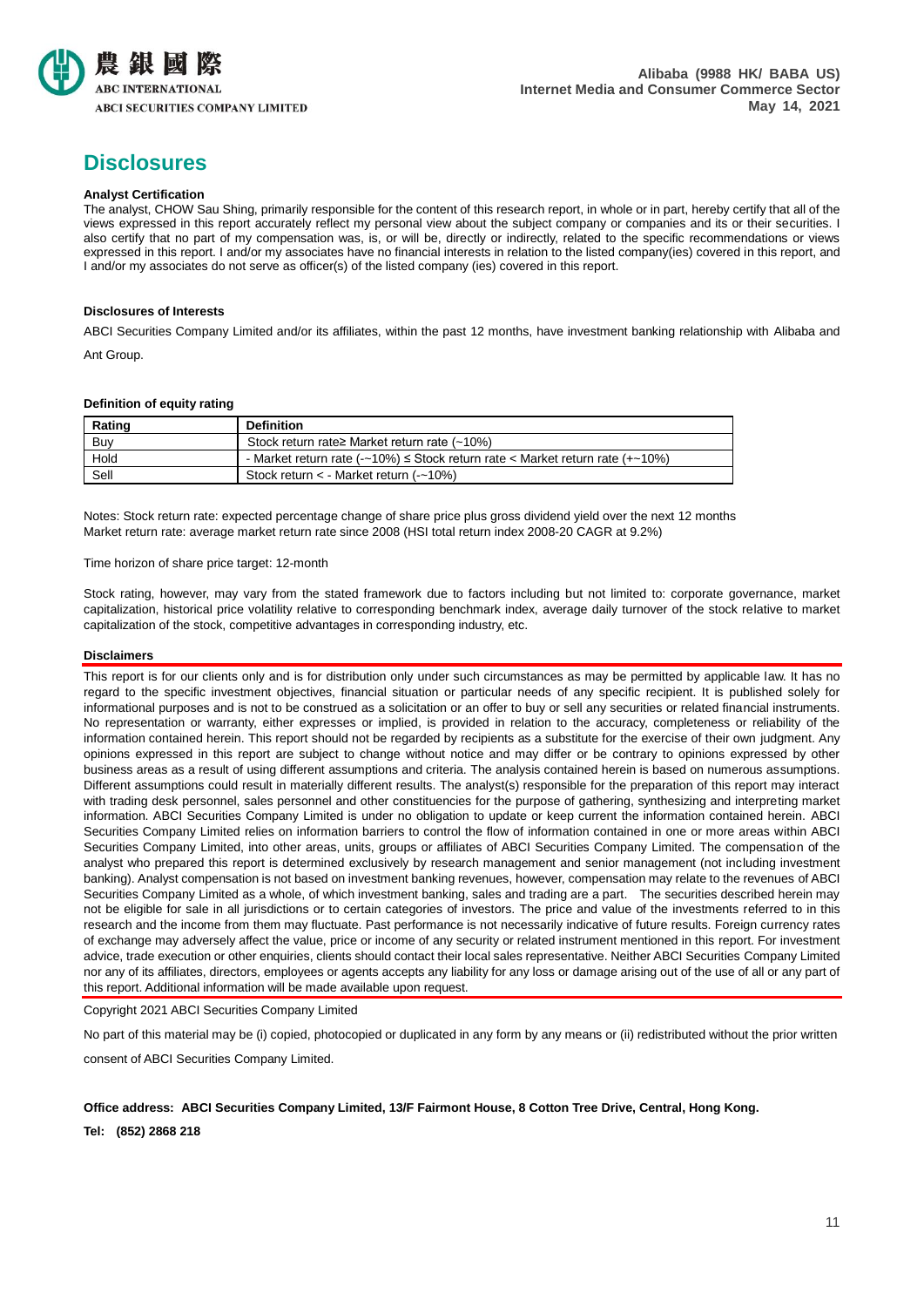# Disclosures

**Analyst Certification**

The analyst, CHOW Sau Shing, primarily responsible for the content of this research report, in whole or in part, hereby certify that all of the views expressed in this report accurately reflect my personal view about the subject company or companies and its or their securities. I also certify that no part of my compensation was, is, or will be, directly or indirectly, related to the specific recommendations or views expressed in this report. I and/or my associates have no financial interests in relation to the listed company(ies) covered in this report, and I and/or my associates do not serve as officer(s) of the listed company (ies) covered in this report.

**Disclosures of Interests**

ABCI Securities Company Limited and/or its affiliates, within the past 12 months, have investment banking relationship with Alibaba and Ant Group.

**Definition of equity rating**

| Rating | Definition |
|---|---|
| Buy | Stock return rate≥ Market return rate (~10%) |
| Hold | - Market return rate (-~10%) ≤ Stock return rate < Market return rate (+~10%) |
| Sell | Stock return < - Market return (-~10%) |

Notes: Stock return rate: expected percentage change of share price plus gross dividend yield over the next 12 months
Market return rate: average market return rate since 2008 (HSI total return index 2008-20 CAGR at 9.2%)

Time horizon of share price target: 12-month

Stock rating, however, may vary from the stated framework due to factors including but not limited to: corporate governance, market capitalization, historical price volatility relative to corresponding benchmark index, average daily turnover of the stock relative to market capitalization of the stock, competitive advantages in corresponding industry, etc.

**Disclaimers**

This report is for our clients only and is for distribution only under such circumstances as may be permitted by applicable law. It has no regard to the specific investment objectives, financial situation or particular needs of any specific recipient. It is published solely for informational purposes and is not to be construed as a solicitation or an offer to buy or sell any securities or related financial instruments. No representation or warranty, either expresses or implied, is provided in relation to the accuracy, completeness or reliability of the information contained herein. This report should not be regarded by recipients as a substitute for the exercise of their own judgment. Any opinions expressed in this report are subject to change without notice and may differ or be contrary to opinions expressed by other business areas as a result of using different assumptions and criteria. The analysis contained herein is based on numerous assumptions. Different assumptions could result in materially different results. The analyst(s) responsible for the preparation of this report may interact with trading desk personnel, sales personnel and other constituencies for the purpose of gathering, synthesizing and interpreting market information. ABCI Securities Company Limited is under no obligation to update or keep current the information contained herein. ABCI Securities Company Limited relies on information barriers to control the flow of information contained in one or more areas within ABCI Securities Company Limited, into other areas, units, groups or affiliates of ABCI Securities Company Limited. The compensation of the analyst who prepared this report is determined exclusively by research management and senior management (not including investment banking). Analyst compensation is not based on investment banking revenues, however, compensation may relate to the revenues of ABCI Securities Company Limited as a whole, of which investment banking, sales and trading are a part. The securities described herein may not be eligible for sale in all jurisdictions or to certain categories of investors. The price and value of the investments referred to in this research and the income from them may fluctuate. Past performance is not necessarily indicative of future results. Foreign currency rates of exchange may adversely affect the value, price or income of any security or related instrument mentioned in this report. For investment advice, trade execution or other enquiries, clients should contact their local sales representative. Neither ABCI Securities Company Limited nor any of its affiliates, directors, employees or agents accepts any liability for any loss or damage arising out of the use of all or any part of this report. Additional information will be made available upon request.

Copyright 2021 ABCI Securities Company Limited

No part of this material may be (i) copied, photocopied or duplicated in any form by any means or (ii) redistributed without the prior written consent of ABCI Securities Company Limited.

**Office address: ABCI Securities Company Limited, 13/F Fairmont House, 8 Cotton Tree Drive, Central, Hong Kong.**

**Tel: (852) 2868 218**